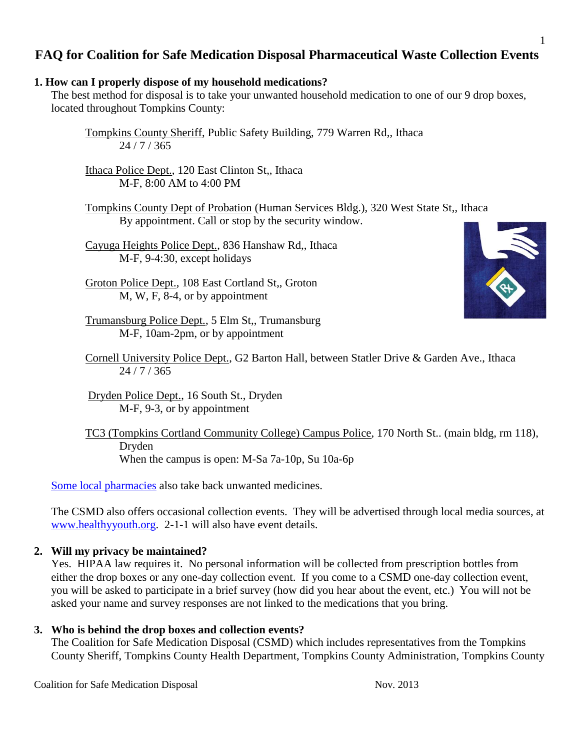# FAQ for Coalition for Safe Medication Disposal Pharmaceutical Waste Collection Events

## 1. How can I properly dispose of my household medications?

The best method for disposal is to take your unwanted household medication to one of our 9 drop boxes, located throughout Tompkins County:

Tompkins County Sheriff, Public Safety Building, 779 Warren Rd,, Ithaca
24 / 7 / 365

Ithaca Police Dept., 120 East Clinton St,, Ithaca
M-F, 8:00 AM to 4:00 PM

Tompkins County Dept of Probation (Human Services Bldg.), 320 West State St,, Ithaca
By appointment. Call or stop by the security window.

Cayuga Heights Police Dept., 836 Hanshaw Rd,, Ithaca
M-F, 9-4:30, except holidays

Groton Police Dept., 108 East Cortland St,, Groton
M, W, F, 8-4, or by appointment

Trumansburg Police Dept., 5 Elm St,, Trumansburg
M-F, 10am-2pm, or by appointment

Cornell University Police Dept., G2 Barton Hall, between Statler Drive & Garden Ave., Ithaca
24 / 7 / 365

Dryden Police Dept., 16 South St., Dryden
M-F, 9-3, or by appointment

TC3 (Tompkins Cortland Community College) Campus Police, 170 North St.. (main bldg, rm 118), Dryden
When the campus is open: M-Sa 7a-10p, Su 10a-6p

Some local pharmacies also take back unwanted medicines.

The CSMD also offers occasional collection events. They will be advertised through local media sources, at www.healthyyouth.org. 2-1-1 will also have event details.

## 2. Will my privacy be maintained?

Yes. HIPAA law requires it. No personal information will be collected from prescription bottles from either the drop boxes or any one-day collection event. If you come to a CSMD one-day collection event, you will be asked to participate in a brief survey (how did you hear about the event, etc.) You will not be asked your name and survey responses are not linked to the medications that you bring.

## 3. Who is behind the drop boxes and collection events?

The Coalition for Safe Medication Disposal (CSMD) which includes representatives from the Tompkins County Sheriff, Tompkins County Health Department, Tompkins County Administration, Tompkins County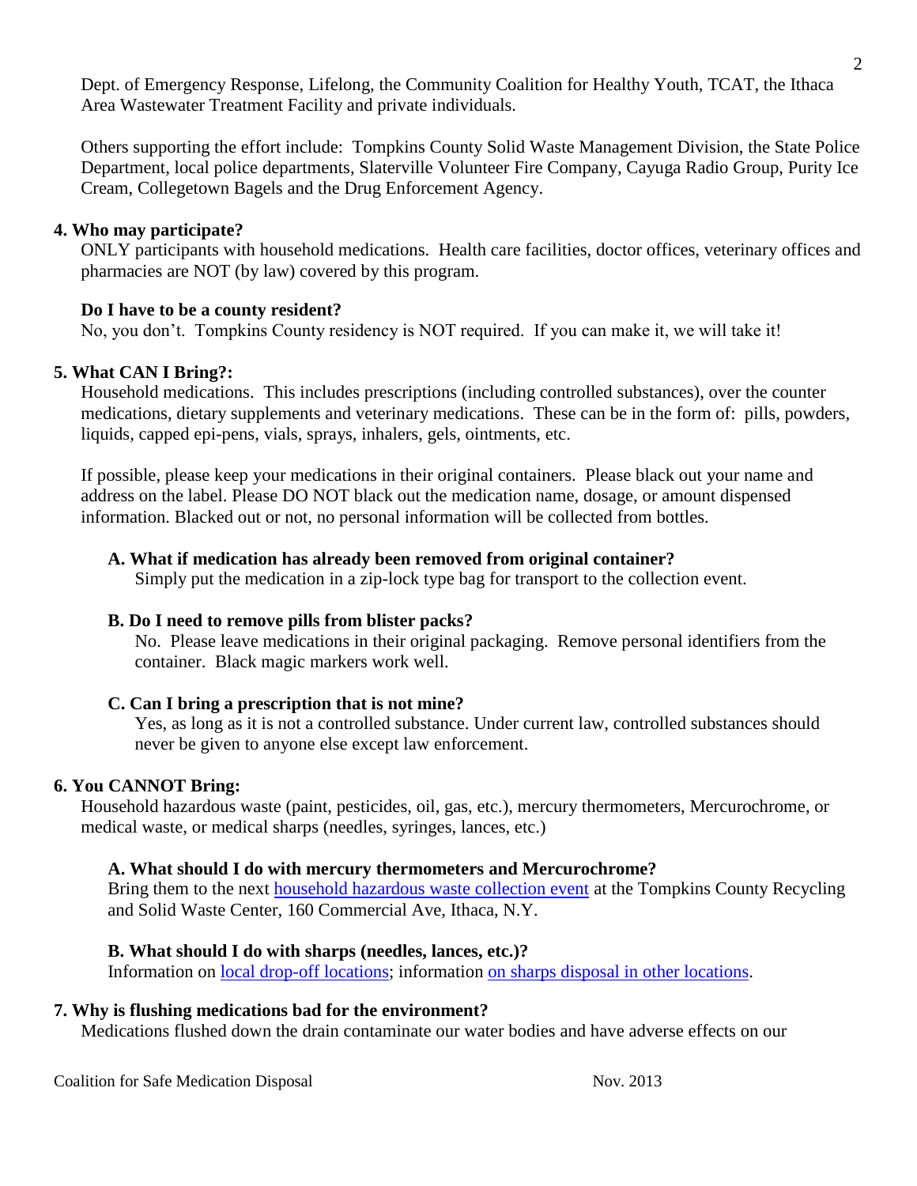Dept. of Emergency Response, Lifelong, the Community Coalition for Healthy Youth, TCAT, the Ithaca Area Wastewater Treatment Facility and private individuals.

Others supporting the effort include: Tompkins County Solid Waste Management Division, the State Police Department, local police departments, Slaterville Volunteer Fire Company, Cayuga Radio Group, Purity Ice Cream, Collegetown Bagels and the Drug Enforcement Agency.

**4. Who may participate?**

ONLY participants with household medications. Health care facilities, doctor offices, veterinary offices and pharmacies are NOT (by law) covered by this program.

**Do I have to be a county resident?**

No, you don't. Tompkins County residency is NOT required. If you can make it, we will take it!

**5. What CAN I Bring?:**

Household medications. This includes prescriptions (including controlled substances), over the counter medications, dietary supplements and veterinary medications. These can be in the form of: pills, powders, liquids, capped epi-pens, vials, sprays, inhalers, gels, ointments, etc.

If possible, please keep your medications in their original containers. Please black out your name and address on the label. Please DO NOT black out the medication name, dosage, or amount dispensed information. Blacked out or not, no personal information will be collected from bottles.

**A. What if medication has already been removed from original container?**

Simply put the medication in a zip-lock type bag for transport to the collection event.

**B. Do I need to remove pills from blister packs?**

No. Please leave medications in their original packaging. Remove personal identifiers from the container. Black magic markers work well.

**C. Can I bring a prescription that is not mine?**

Yes, as long as it is not a controlled substance. Under current law, controlled substances should never be given to anyone else except law enforcement.

**6. You CANNOT Bring:**

Household hazardous waste (paint, pesticides, oil, gas, etc.), mercury thermometers, Mercurochrome, or medical waste, or medical sharps (needles, syringes, lances, etc.)

**A. What should I do with mercury thermometers and Mercurochrome?**

Bring them to the next household hazardous waste collection event at the Tompkins County Recycling and Solid Waste Center, 160 Commercial Ave, Ithaca, N.Y.

**B. What should I do with sharps (needles, lances, etc.)?**

Information on local drop-off locations; information on sharps disposal in other locations.

**7. Why is flushing medications bad for the environment?**

Medications flushed down the drain contaminate our water bodies and have adverse effects on our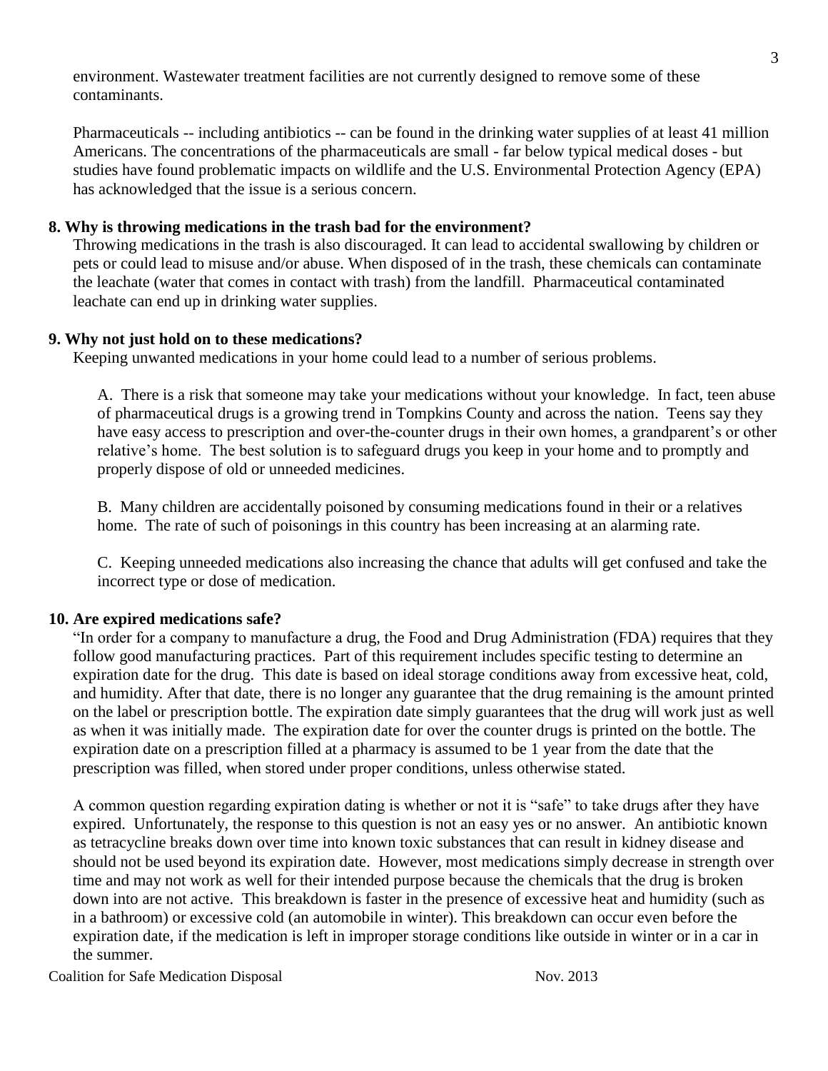environment. Wastewater treatment facilities are not currently designed to remove some of these contaminants.

Pharmaceuticals -- including antibiotics -- can be found in the drinking water supplies of at least 41 million Americans. The concentrations of the pharmaceuticals are small - far below typical medical doses - but studies have found problematic impacts on wildlife and the U.S. Environmental Protection Agency (EPA) has acknowledged that the issue is a serious concern.

**8. Why is throwing medications in the trash bad for the environment?**

Throwing medications in the trash is also discouraged. It can lead to accidental swallowing by children or pets or could lead to misuse and/or abuse. When disposed of in the trash, these chemicals can contaminate the leachate (water that comes in contact with trash) from the landfill. Pharmaceutical contaminated leachate can end up in drinking water supplies.

**9. Why not just hold on to these medications?**

Keeping unwanted medications in your home could lead to a number of serious problems.

A. There is a risk that someone may take your medications without your knowledge. In fact, teen abuse of pharmaceutical drugs is a growing trend in Tompkins County and across the nation. Teens say they have easy access to prescription and over-the-counter drugs in their own homes, a grandparent's or other relative's home. The best solution is to safeguard drugs you keep in your home and to promptly and properly dispose of old or unneeded medicines.

B. Many children are accidentally poisoned by consuming medications found in their or a relatives home. The rate of such of poisonings in this country has been increasing at an alarming rate.

C. Keeping unneeded medications also increasing the chance that adults will get confused and take the incorrect type or dose of medication.

**10. Are expired medications safe?**

"In order for a company to manufacture a drug, the Food and Drug Administration (FDA) requires that they follow good manufacturing practices. Part of this requirement includes specific testing to determine an expiration date for the drug. This date is based on ideal storage conditions away from excessive heat, cold, and humidity. After that date, there is no longer any guarantee that the drug remaining is the amount printed on the label or prescription bottle. The expiration date simply guarantees that the drug will work just as well as when it was initially made. The expiration date for over the counter drugs is printed on the bottle. The expiration date on a prescription filled at a pharmacy is assumed to be 1 year from the date that the prescription was filled, when stored under proper conditions, unless otherwise stated.

A common question regarding expiration dating is whether or not it is "safe" to take drugs after they have expired. Unfortunately, the response to this question is not an easy yes or no answer. An antibiotic known as tetracycline breaks down over time into known toxic substances that can result in kidney disease and should not be used beyond its expiration date. However, most medications simply decrease in strength over time and may not work as well for their intended purpose because the chemicals that the drug is broken down into are not active. This breakdown is faster in the presence of excessive heat and humidity (such as in a bathroom) or excessive cold (an automobile in winter). This breakdown can occur even before the expiration date, if the medication is left in improper storage conditions like outside in winter or in a car in the summer.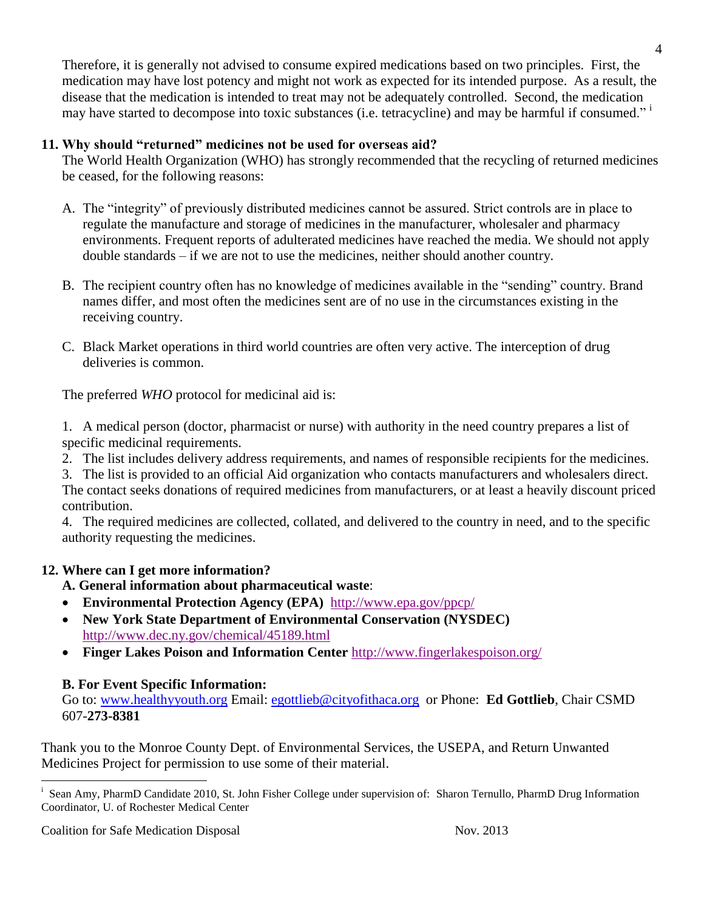Therefore, it is generally not advised to consume expired medications based on two principles. First, the medication may have lost potency and might not work as expected for its intended purpose. As a result, the disease that the medication is intended to treat may not be adequately controlled. Second, the medication may have started to decompose into toxic substances (i.e. tetracycline) and may be harmful if consumed."[i]

**11. Why should "returned" medicines not be used for overseas aid?**

The World Health Organization (WHO) has strongly recommended that the recycling of returned medicines be ceased, for the following reasons:

A. The "integrity" of previously distributed medicines cannot be assured. Strict controls are in place to regulate the manufacture and storage of medicines in the manufacturer, wholesaler and pharmacy environments. Frequent reports of adulterated medicines have reached the media. We should not apply double standards – if we are not to use the medicines, neither should another country.

B. The recipient country often has no knowledge of medicines available in the "sending" country. Brand names differ, and most often the medicines sent are of no use in the circumstances existing in the receiving country.

C. Black Market operations in third world countries are often very active. The interception of drug deliveries is common.

The preferred *WHO* protocol for medicinal aid is:

1. A medical person (doctor, pharmacist or nurse) with authority in the need country prepares a list of specific medicinal requirements.
2. The list includes delivery address requirements, and names of responsible recipients for the medicines.
3. The list is provided to an official Aid organization who contacts manufacturers and wholesalers direct. The contact seeks donations of required medicines from manufacturers, or at least a heavily discount priced contribution.
4. The required medicines are collected, collated, and delivered to the country in need, and to the specific authority requesting the medicines.

**12. Where can I get more information?**

**A. General information about pharmaceutical waste**:

- **Environmental Protection Agency (EPA)** http://www.epa.gov/ppcp/
- **New York State Department of Environmental Conservation (NYSDEC)** http://www.dec.ny.gov/chemical/45189.html
- **Finger Lakes Poison and Information Center** http://www.fingerlakespoison.org/

**B. For Event Specific Information:**

Go to: www.healthyyouth.org Email: egottlieb@cityofithaca.org or Phone: **Ed Gottlieb**, Chair CSMD 607-**273-8381**

Thank you to the Monroe County Dept. of Environmental Services, the USEPA, and Return Unwanted Medicines Project for permission to use some of their material.

---

[i] Sean Amy, PharmD Candidate 2010, St. John Fisher College under supervision of: Sharon Ternullo, PharmD Drug Information Coordinator, U. of Rochester Medical Center